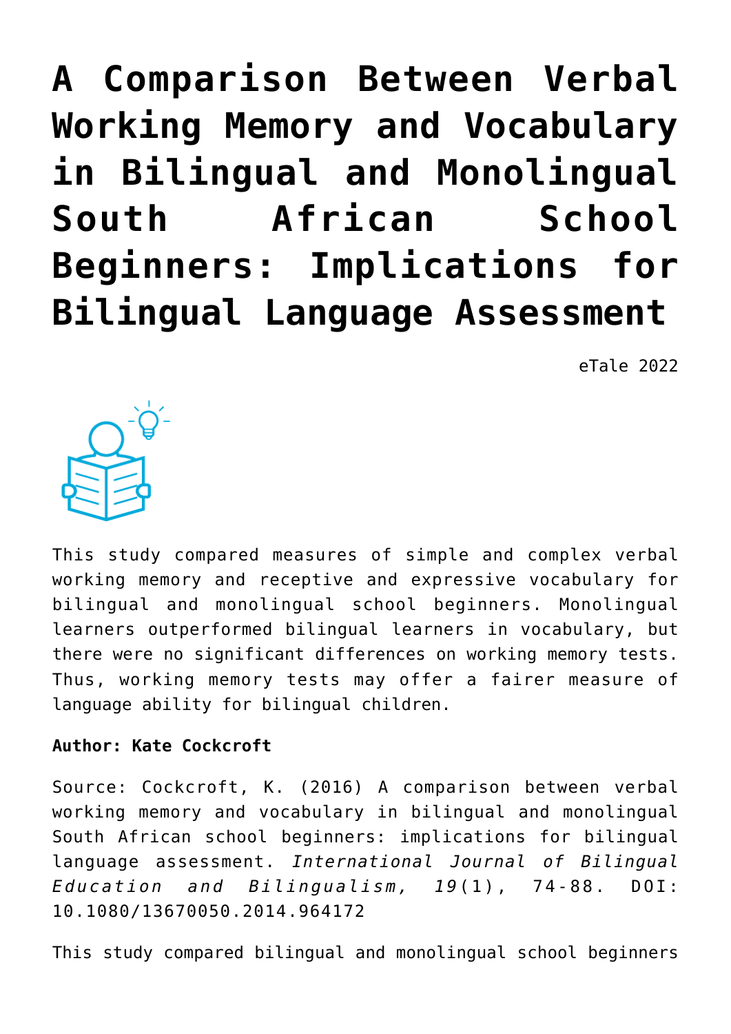# A Comparison Between Verbal Working Memory and Vocabulary in Bilingual and Monolingual South African School Beginners: Implications for Bilingual Language Assessment

eTale 2022

This study compared measures of simple and complex verbal working memory and receptive and expressive vocabulary for bilingual and monolingual school beginners. Monolingual learners outperformed bilingual learners in vocabulary, but there were no significant differences on working memory tests. Thus, working memory tests may offer a fairer measure of language ability for bilingual children.

**Author: Kate Cockcroft**

Source: Cockcroft, K. (2016) A comparison between verbal working memory and vocabulary in bilingual and monolingual South African school beginners: implications for bilingual language assessment. *International Journal of Bilingual Education and Bilingualism, 19*(1), 74-88. DOI: 10.1080/13670050.2014.964172

This study compared bilingual and monolingual school beginners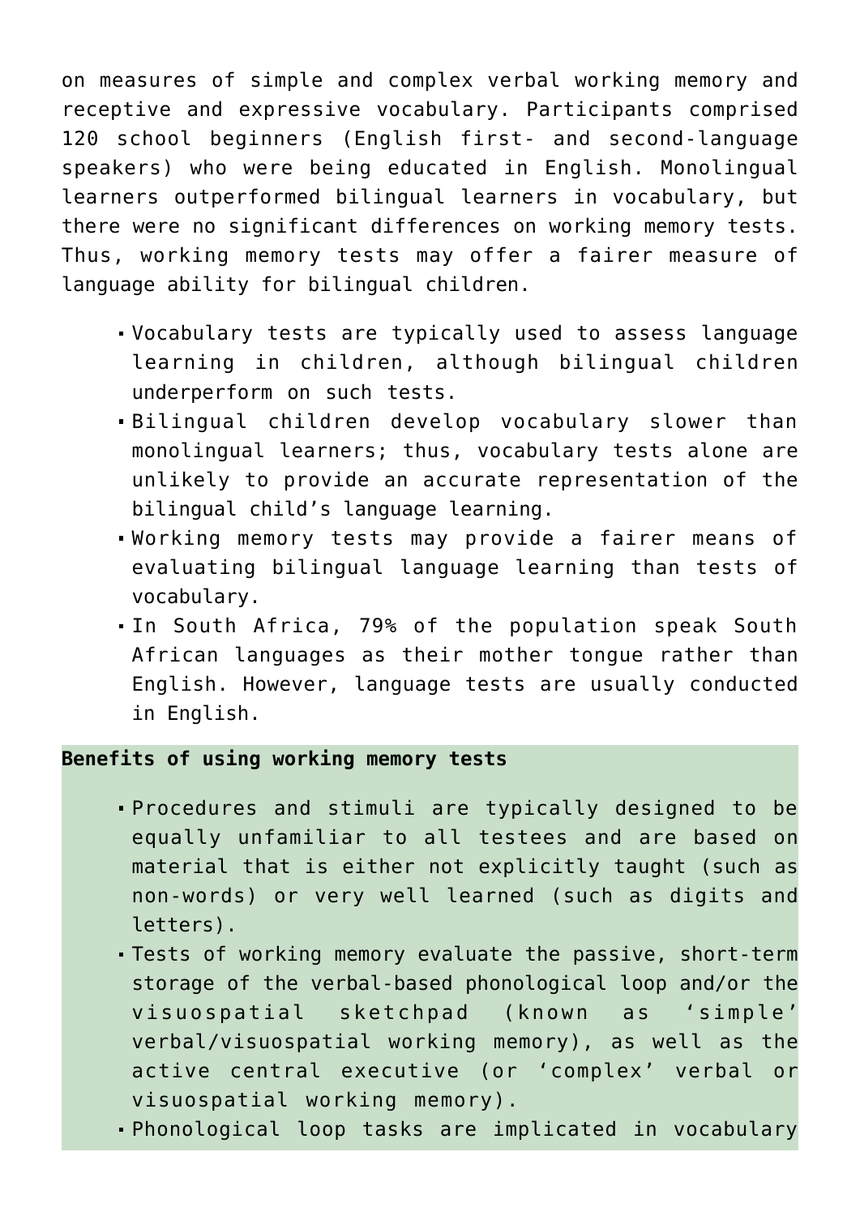on measures of simple and complex verbal working memory and receptive and expressive vocabulary. Participants comprised 120 school beginners (English first- and second-language speakers) who were being educated in English. Monolingual learners outperformed bilingual learners in vocabulary, but there were no significant differences on working memory tests. Thus, working memory tests may offer a fairer measure of language ability for bilingual children.

- Vocabulary tests are typically used to assess language learning in children, although bilingual children underperform on such tests.
- Bilingual children develop vocabulary slower than monolingual learners; thus, vocabulary tests alone are unlikely to provide an accurate representation of the bilingual child's language learning.
- Working memory tests may provide a fairer means of evaluating bilingual language learning than tests of vocabulary.
- In South Africa, 79% of the population speak South African languages as their mother tongue rather than English. However, language tests are usually conducted in English.

**Benefits of using working memory tests**

- Procedures and stimuli are typically designed to be equally unfamiliar to all testees and are based on material that is either not explicitly taught (such as non-words) or very well learned (such as digits and letters).
- Tests of working memory evaluate the passive, short-term storage of the verbal-based phonological loop and/or the visuospatial sketchpad (known as 'simple' verbal/visuospatial working memory), as well as the active central executive (or 'complex' verbal or visuospatial working memory).
- Phonological loop tasks are implicated in vocabulary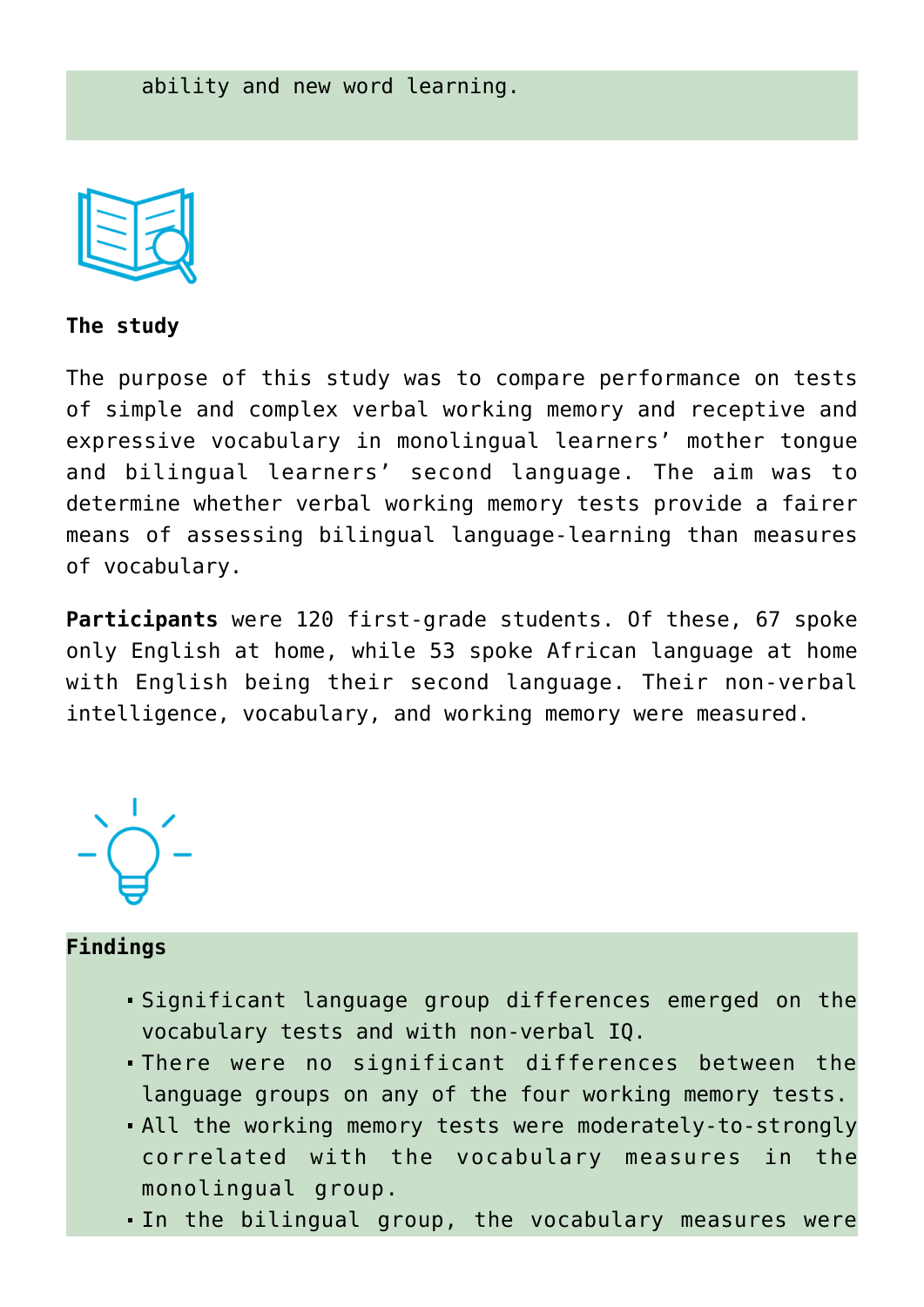ability and new word learning.

**The study**

The purpose of this study was to compare performance on tests of simple and complex verbal working memory and receptive and expressive vocabulary in monolingual learners' mother tongue and bilingual learners' second language. The aim was to determine whether verbal working memory tests provide a fairer means of assessing bilingual language-learning than measures of vocabulary.

**Participants** were 120 first-grade students. Of these, 67 spoke only English at home, while 53 spoke African language at home with English being their second language. Their non-verbal intelligence, vocabulary, and working memory were measured.

**Findings**

- Significant language group differences emerged on the vocabulary tests and with non-verbal IQ.
- There were no significant differences between the language groups on any of the four working memory tests.
- All the working memory tests were moderately-to-strongly correlated with the vocabulary measures in the monolingual group.
- In the bilingual group, the vocabulary measures were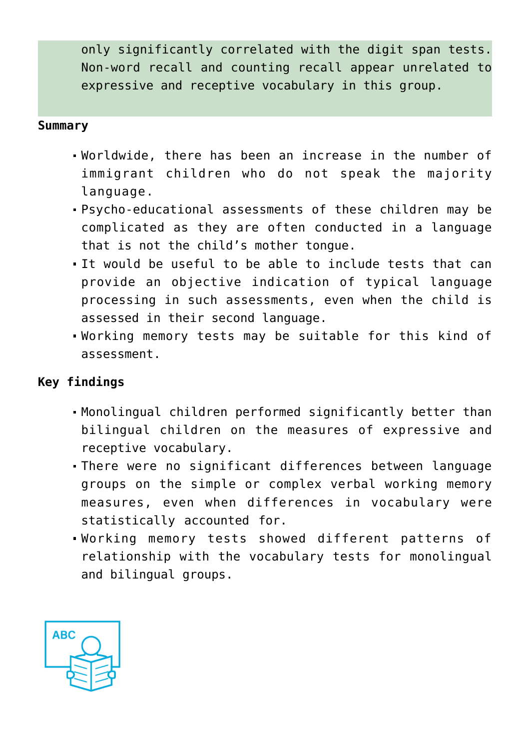only significantly correlated with the digit span tests. Non-word recall and counting recall appear unrelated to expressive and receptive vocabulary in this group.

**Summary**

- Worldwide, there has been an increase in the number of immigrant children who do not speak the majority language.
- Psycho-educational assessments of these children may be complicated as they are often conducted in a language that is not the child's mother tongue.
- It would be useful to be able to include tests that can provide an objective indication of typical language processing in such assessments, even when the child is assessed in their second language.
- Working memory tests may be suitable for this kind of assessment.

**Key findings**

- Monolingual children performed significantly better than bilingual children on the measures of expressive and receptive vocabulary.
- There were no significant differences between language groups on the simple or complex verbal working memory measures, even when differences in vocabulary were statistically accounted for.
- Working memory tests showed different patterns of relationship with the vocabulary tests for monolingual and bilingual groups.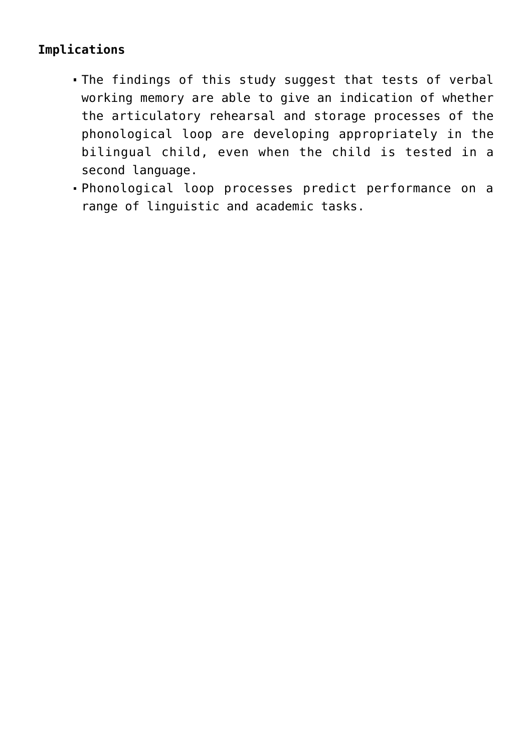**Implications**

- The findings of this study suggest that tests of verbal working memory are able to give an indication of whether the articulatory rehearsal and storage processes of the phonological loop are developing appropriately in the bilingual child, even when the child is tested in a second language.
- Phonological loop processes predict performance on a range of linguistic and academic tasks.